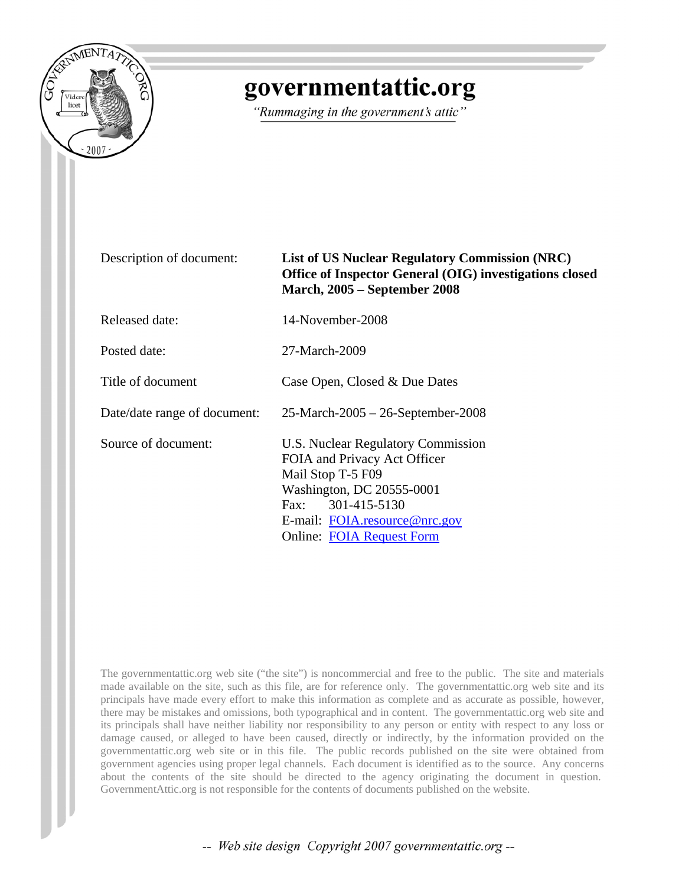# governmentattic.org

*"Rummaging in the government's attic"*

| | |
|---|---|
| Description of document: | **List of US Nuclear Regulatory Commission (NRC) Office of Inspector General (OIG) investigations closed March, 2005 – September 2008** |
| Released date: | 14-November-2008 |
| Posted date: | 27-March-2009 |
| Title of document | Case Open, Closed & Due Dates |
| Date/date range of document: | 25-March-2005 – 26-September-2008 |
| Source of document: | U.S. Nuclear Regulatory Commission<br>FOIA and Privacy Act Officer<br>Mail Stop T-5 F09<br>Washington, DC 20555-0001<br>Fax: 301-415-5130<br>E-mail: FOIA.resource@nrc.gov<br>Online: FOIA Request Form |

The governmentattic.org web site ("the site") is noncommercial and free to the public. The site and materials made available on the site, such as this file, are for reference only. The governmentattic.org web site and its principals have made every effort to make this information as complete and as accurate as possible, however, there may be mistakes and omissions, both typographical and in content. The governmentattic.org web site and its principals shall have neither liability nor responsibility to any person or entity with respect to any loss or damage caused, or alleged to have been caused, directly or indirectly, by the information provided on the governmentattic.org web site or in this file. The public records published on the site were obtained from government agencies using proper legal channels. Each document is identified as to the source. Any concerns about the contents of the site should be directed to the agency originating the document in question. GovernmentAttic.org is not responsible for the contents of documents published on the website.

*-- Web site design Copyright 2007 governmentattic.org --*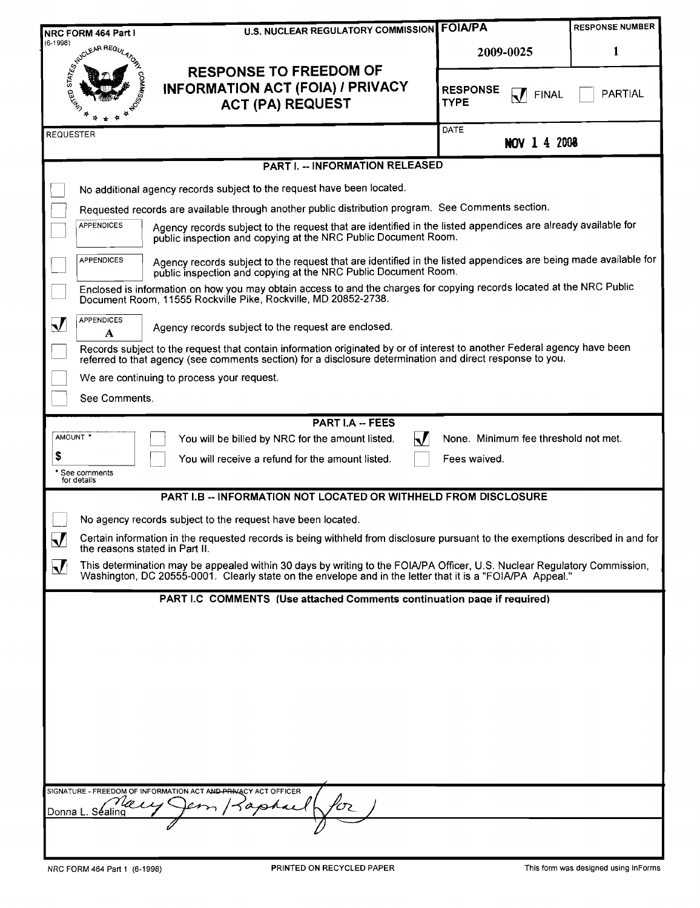NRC FORM 464 Part I (6-1998)

U.S. NUCLEAR REGULATORY COMMISSION

# RESPONSE TO FREEDOM OF INFORMATION ACT (FOIA) / PRIVACY ACT (PA) REQUEST

| FOIA/PA | RESPONSE NUMBER |
| --- | --- |
| 2009-0025 | 1 |

RESPONSE TYPE: ☑ FINAL ☐ PARTIAL

REQUESTER:

DATE: NOV 1 4 2008

## PART I. -- INFORMATION RELEASED

- ☐ No additional agency records subject to the request have been located.
- ☐ Requested records are available through another public distribution program. See Comments section.
- ☐ APPENDICES: Agency records subject to the request that are identified in the listed appendices are already available for public inspection and copying at the NRC Public Document Room.
- ☐ APPENDICES: Agency records subject to the request that are identified in the listed appendices are being made available for public inspection and copying at the NRC Public Document Room.
- ☐ Enclosed is information on how you may obtain access to and the charges for copying records located at the NRC Public Document Room, 11555 Rockville Pike, Rockville, MD 20852-2738.
- ☑ APPENDICES A: Agency records subject to the request are enclosed.
- ☐ Records subject to the request that contain information originated by or of interest to another Federal agency have been referred to that agency (see comments section) for a disclosure determination and direct response to you.
- ☐ We are continuing to process your request.
- ☐ See Comments.

## PART I.A -- FEES

AMOUNT * $

\* See comments for details

- ☐ You will be billed by NRC for the amount listed.
- ☐ You will receive a refund for the amount listed.
- ☑ None. Minimum fee threshold not met.
- ☐ Fees waived.

## PART I.B -- INFORMATION NOT LOCATED OR WITHHELD FROM DISCLOSURE

- ☐ No agency records subject to the request have been located.
- ☑ Certain information in the requested records is being withheld from disclosure pursuant to the exemptions described in and for the reasons stated in Part II.
- ☑ This determination may be appealed within 30 days by writing to the FOIA/PA Officer, U.S. Nuclear Regulatory Commission, Washington, DC 20555-0001. Clearly state on the envelope and in the letter that it is a "FOIA/PA Appeal."

## PART I.C COMMENTS (Use attached Comments continuation page if required)

SIGNATURE - FREEDOM OF INFORMATION ACT ~~AND PRIVACY~~ ACT OFFICER

Donna L. Sealing — Mary Jean Raphael (for)

NRC FORM 464 Part 1 (6-1998) PRINTED ON RECYCLED PAPER This form was designed using InForms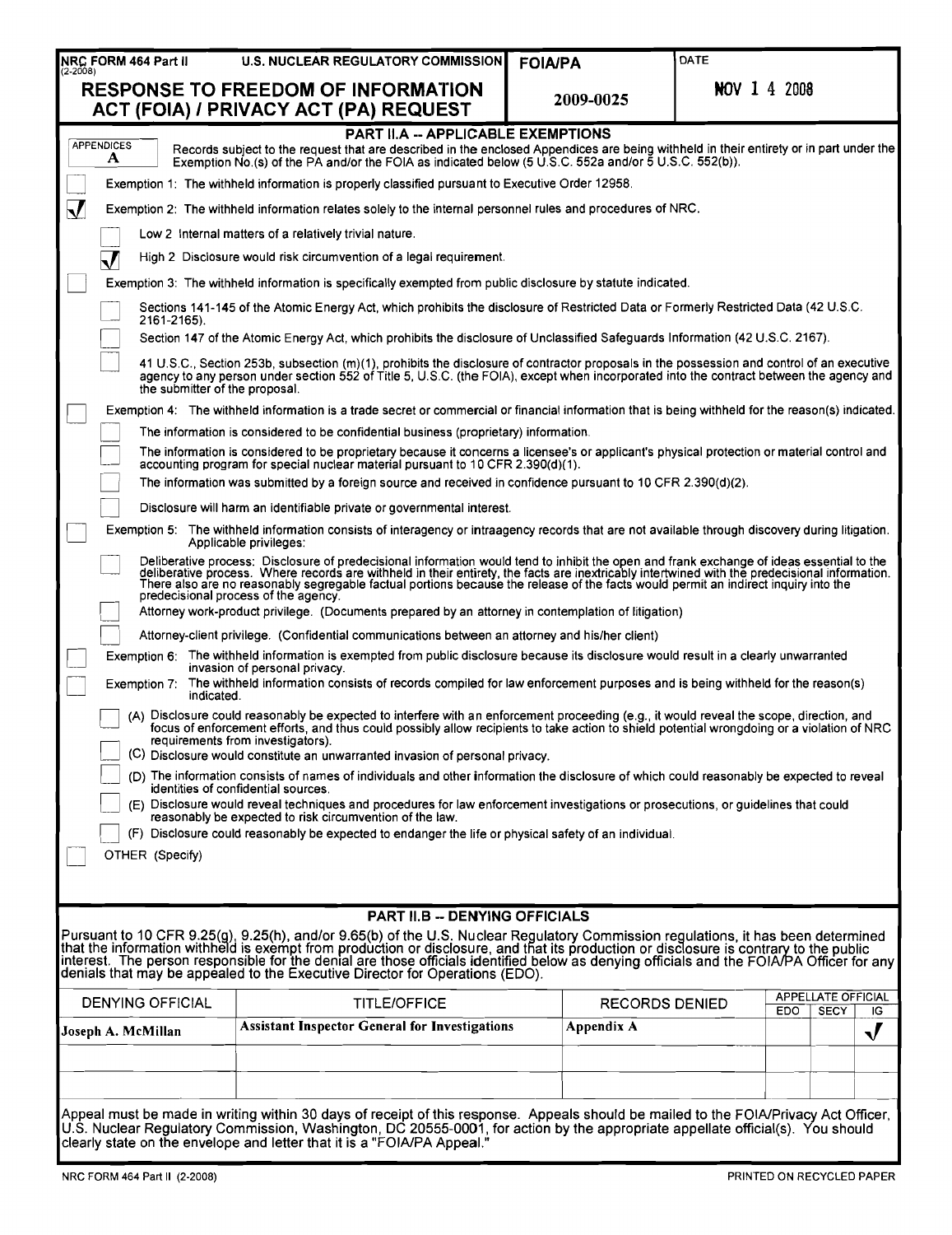| NRC FORM 464 Part II (2-2008) | U.S. NUCLEAR REGULATORY COMMISSION | FOIA/PA | DATE |
|---|---|---|---|
| **RESPONSE TO FREEDOM OF INFORMATION ACT (FOIA) / PRIVACY ACT (PA) REQUEST** | | **2009-0025** | NOV 1 4 2008 |

## PART II.A -- APPLICABLE EXEMPTIONS

APPENDICES **A**

Records subject to the request that are described in the enclosed Appendices are being withheld in their entirety or in part under the Exemption No.(s) of the PA and/or the FOIA as indicated below (5 U.S.C. 552a and/or 5 U.S.C. 552(b)).

- [ ] Exemption 1: The withheld information is properly classified pursuant to Executive Order 12958.
- [x] Exemption 2: The withheld information relates solely to the internal personnel rules and procedures of NRC.
  - [ ] Low 2 Internal matters of a relatively trivial nature.
  - [x] High 2 Disclosure would risk circumvention of a legal requirement.
- [ ] Exemption 3: The withheld information is specifically exempted from public disclosure by statute indicated.
  - [ ] Sections 141-145 of the Atomic Energy Act, which prohibits the disclosure of Restricted Data or Formerly Restricted Data (42 U.S.C. 2161-2165).
  - [ ] Section 147 of the Atomic Energy Act, which prohibits the disclosure of Unclassified Safeguards Information (42 U.S.C. 2167).
  - [ ] 41 U.S.C., Section 253b, subsection (m)(1), prohibits the disclosure of contractor proposals in the possession and control of an executive agency to any person under section 552 of Title 5, U.S.C. (the FOIA), except when incorporated into the contract between the agency and the submitter of the proposal.
- [ ] Exemption 4: The withheld information is a trade secret or commercial or financial information that is being withheld for the reason(s) indicated.
  - [ ] The information is considered to be confidential business (proprietary) information.
  - [ ] The information is considered to be proprietary because it concerns a licensee's or applicant's physical protection or material control and accounting program for special nuclear material pursuant to 10 CFR 2.390(d)(1).
  - [ ] The information was submitted by a foreign source and received in confidence pursuant to 10 CFR 2.390(d)(2).
  - [ ] Disclosure will harm an identifiable private or governmental interest.
- [ ] Exemption 5: The withheld information consists of interagency or intraagency records that are not available through discovery during litigation. Applicable privileges:
  - [ ] Deliberative process: Disclosure of predecisional information would tend to inhibit the open and frank exchange of ideas essential to the deliberative process. Where records are withheld in their entirety, the facts are inextricably intertwined with the predecisional information. There also are no reasonably segregable factual portions because the release of the facts would permit an indirect inquiry into the predecisional process of the agency.
  - [ ] Attorney work-product privilege. (Documents prepared by an attorney in contemplation of litigation)
  - [ ] Attorney-client privilege. (Confidential communications between an attorney and his/her client)
- [ ] Exemption 6: The withheld information is exempted from public disclosure because its disclosure would result in a clearly unwarranted invasion of personal privacy.
- [ ] Exemption 7: The withheld information consists of records compiled for law enforcement purposes and is being withheld for the reason(s) indicated.
  - [ ] (A) Disclosure could reasonably be expected to interfere with an enforcement proceeding (e.g., it would reveal the scope, direction, and focus of enforcement efforts, and thus could possibly allow recipients to take action to shield potential wrongdoing or a violation of NRC requirements from investigators).
  - [ ] (C) Disclosure would constitute an unwarranted invasion of personal privacy.
  - [ ] (D) The information consists of names of individuals and other information the disclosure of which could reasonably be expected to reveal identities of confidential sources.
  - [ ] (E) Disclosure would reveal techniques and procedures for law enforcement investigations or prosecutions, or guidelines that could reasonably be expected to risk circumvention of the law.
  - [ ] (F) Disclosure could reasonably be expected to endanger the life or physical safety of an individual.
- [ ] OTHER (Specify)

## PART II.B -- DENYING OFFICIALS

Pursuant to 10 CFR 9.25(g), 9.25(h), and/or 9.65(b) of the U.S. Nuclear Regulatory Commission regulations, it has been determined that the information withheld is exempt from production or disclosure, and that its production or disclosure is contrary to the public interest. The person responsible for the denial are those officials identified below as denying officials and the FOIA/PA Officer for any denials that may be appealed to the Executive Director for Operations (EDO).

| DENYING OFFICIAL | TITLE/OFFICE | RECORDS DENIED | APPELLATE OFFICIAL | | |
|---|---|---|---|---|---|
| | | | EDO | SECY | IG |
| **Joseph A. McMillan** | **Assistant Inspector General for Investigations** | **Appendix A** | | | ✓ |
| | | | | | |
| | | | | | |

Appeal must be made in writing within 30 days of receipt of this response. Appeals should be mailed to the FOIA/Privacy Act Officer, U.S. Nuclear Regulatory Commission, Washington, DC 20555-0001, for action by the appropriate appellate official(s). You should clearly state on the envelope and letter that it is a "FOIA/PA Appeal."

NRC FORM 464 Part II (2-2008) PRINTED ON RECYCLED PAPER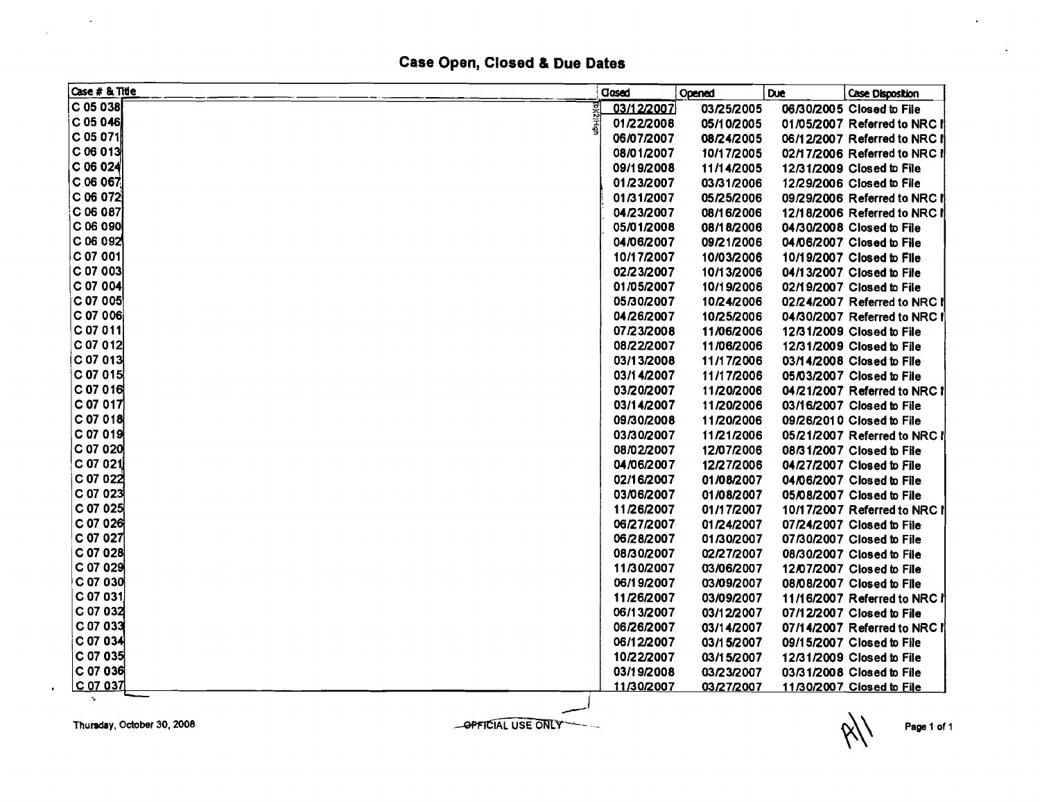# Case Open, Closed & Due Dates

| Case # & Title | Closed | Opened | Due | Case Disposition |
|---|---|---|---|---|
| C 05 038 | 03/12/2007 | 03/25/2005 | 06/30/2005 | Closed to File |
| C 05 046 | 01/22/2008 | 05/10/2005 | 01/05/2007 | Referred to NRC I |
| C 05 071 | 06/07/2007 | 08/24/2005 | 06/12/2007 | Referred to NRC I |
| C 06 013 | 08/01/2007 | 10/17/2005 | 02/17/2006 | Referred to NRC I |
| C 06 024 | 09/19/2008 | 11/14/2005 | 12/31/2009 | Closed to File |
| C 06 067 | 01/23/2007 | 03/31/2006 | 12/29/2006 | Closed to File |
| C 06 072 | 01/31/2007 | 05/25/2006 | 09/29/2006 | Referred to NRC I |
| C 06 087 | 04/23/2007 | 08/16/2006 | 12/18/2006 | Referred to NRC I |
| C 06 090 | 05/01/2008 | 08/18/2006 | 04/30/2008 | Closed to File |
| C 06 092 | 04/06/2007 | 09/21/2006 | 04/06/2007 | Closed to File |
| C 07 001 | 10/17/2007 | 10/03/2006 | 10/19/2007 | Closed to File |
| C 07 003 | 02/23/2007 | 10/13/2006 | 04/13/2007 | Closed to File |
| C 07 004 | 01/05/2007 | 10/19/2006 | 02/19/2007 | Closed to File |
| C 07 005 | 05/30/2007 | 10/24/2006 | 02/24/2007 | Referred to NRC I |
| C 07 006 | 04/26/2007 | 10/25/2006 | 04/30/2007 | Referred to NRC I |
| C 07 011 | 07/23/2008 | 11/06/2006 | 12/31/2009 | Closed to File |
| C 07 012 | 08/22/2007 | 11/06/2006 | 12/31/2009 | Closed to File |
| C 07 013 | 03/13/2008 | 11/17/2006 | 03/14/2008 | Closed to File |
| C 07 015 | 03/14/2007 | 11/17/2006 | 05/03/2007 | Closed to File |
| C 07 016 | 03/20/2007 | 11/20/2006 | 04/21/2007 | Referred to NRC I |
| C 07 017 | 03/14/2007 | 11/20/2006 | 03/16/2007 | Closed to File |
| C 07 018 | 09/30/2008 | 11/20/2006 | 09/26/2010 | Closed to File |
| C 07 019 | 03/30/2007 | 11/21/2006 | 05/21/2007 | Referred to NRC I |
| C 07 020 | 08/02/2007 | 12/07/2006 | 08/31/2007 | Closed to File |
| C 07 021 | 04/06/2007 | 12/27/2006 | 04/27/2007 | Closed to File |
| C 07 022 | 02/16/2007 | 01/08/2007 | 04/06/2007 | Closed to File |
| C 07 023 | 03/06/2007 | 01/08/2007 | 05/08/2007 | Closed to File |
| C 07 025 | 11/26/2007 | 01/17/2007 | 10/17/2007 | Referred to NRC I |
| C 07 026 | 06/27/2007 | 01/24/2007 | 07/24/2007 | Closed to File |
| C 07 027 | 06/28/2007 | 01/30/2007 | 07/30/2007 | Closed to File |
| C 07 028 | 08/30/2007 | 02/27/2007 | 08/30/2007 | Closed to File |
| C 07 029 | 11/30/2007 | 03/06/2007 | 12/07/2007 | Closed to File |
| C 07 030 | 06/19/2007 | 03/09/2007 | 08/08/2007 | Closed to File |
| C 07 031 | 11/26/2007 | 03/09/2007 | 11/16/2007 | Referred to NRC I |
| C 07 032 | 06/13/2007 | 03/12/2007 | 07/12/2007 | Closed to File |
| C 07 033 | 06/26/2007 | 03/14/2007 | 07/14/2007 | Referred to NRC I |
| C 07 034 | 06/12/2007 | 03/15/2007 | 09/15/2007 | Closed to File |
| C 07 035 | 10/22/2007 | 03/15/2007 | 12/31/2009 | Closed to File |
| C 07 036 | 03/19/2008 | 03/23/2007 | 03/31/2008 | Closed to File |
| C 07 037 | 11/30/2007 | 03/27/2007 | 11/30/2007 | Closed to File |

(b)(2)High

Thursday, October 30, 2008

OFFICIAL USE ONLY

All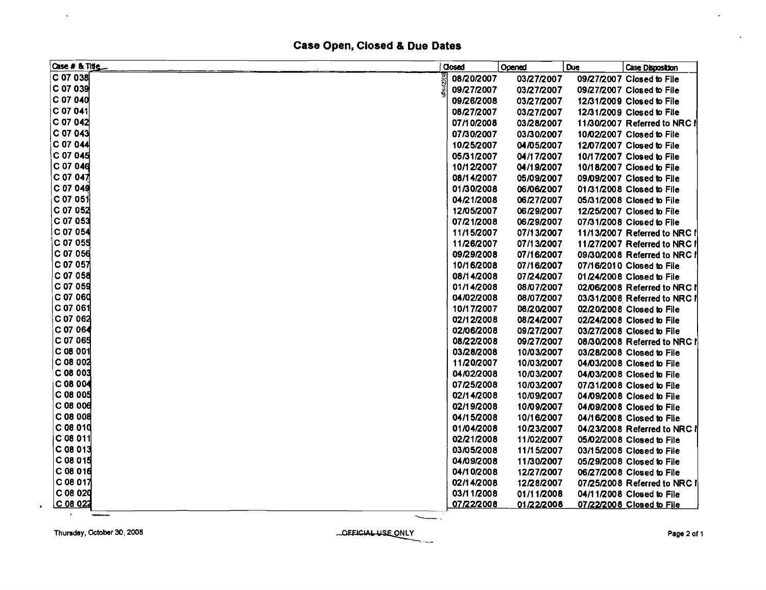# Case Open, Closed & Due Dates

| Case # & Title | Closed | Opened | Due | Case Disposition |
|---|---|---|---|---|
| C 07 038 | 08/20/2007 | 03/27/2007 | 09/27/2007 | Closed to File |
| C 07 039 | 09/27/2007 | 03/27/2007 | 09/27/2007 | Closed to File |
| C 07 040 | 09/26/2008 | 03/27/2007 | 12/31/2009 | Closed to File |
| C 07 041 | 08/27/2007 | 03/27/2007 | 12/31/2009 | Closed to File |
| C 07 042 | 07/10/2008 | 03/28/2007 | 11/30/2007 | Referred to NRC I |
| C 07 043 | 07/30/2007 | 03/30/2007 | 10/02/2007 | Closed to File |
| C 07 044 | 10/25/2007 | 04/05/2007 | 12/07/2007 | Closed to File |
| C 07 045 | 05/31/2007 | 04/17/2007 | 10/17/2007 | Closed to File |
| C 07 046 | 10/12/2007 | 04/19/2007 | 10/18/2007 | Closed to File |
| C 07 047 | 08/14/2007 | 05/09/2007 | 09/09/2007 | Closed to File |
| C 07 049 | 01/30/2008 | 06/06/2007 | 01/31/2008 | Closed to File |
| C 07 051 | 04/21/2008 | 06/27/2007 | 05/31/2008 | Closed to File |
| C 07 052 | 12/05/2007 | 06/29/2007 | 12/25/2007 | Closed to File |
| C 07 053 | 07/21/2008 | 06/29/2007 | 07/31/2008 | Closed to File |
| C 07 054 | 11/15/2007 | 07/13/2007 | 11/13/2007 | Referred to NRC I |
| C 07 055 | 11/26/2007 | 07/13/2007 | 11/27/2007 | Referred to NRC I |
| C 07 056 | 09/29/2008 | 07/16/2007 | 09/30/2008 | Referred to NRC I |
| C 07 057 | 10/16/2008 | 07/16/2007 | 07/16/2010 | Closed to File |
| C 07 058 | 08/14/2008 | 07/24/2007 | 01/24/2008 | Closed to File |
| C 07 059 | 01/14/2008 | 08/07/2007 | 02/06/2008 | Referred to NRC I |
| C 07 060 | 04/02/2008 | 08/07/2007 | 03/31/2008 | Referred to NRC I |
| C 07 061 | 10/17/2007 | 08/20/2007 | 02/20/2008 | Closed to File |
| C 07 062 | 02/12/2008 | 08/24/2007 | 02/24/2008 | Closed to File |
| C 07 064 | 02/06/2008 | 09/27/2007 | 03/27/2008 | Closed to File |
| C 07 065 | 08/22/2008 | 09/27/2007 | 08/30/2008 | Referred to NRC I |
| C 08 001 | 03/28/2008 | 10/03/2007 | 03/28/2008 | Closed to File |
| C 08 002 | 11/20/2007 | 10/03/2007 | 04/03/2008 | Closed to File |
| C 08 003 | 04/02/2008 | 10/03/2007 | 04/03/2008 | Closed to File |
| C 08 004 | 07/25/2008 | 10/03/2007 | 07/31/2008 | Closed to File |
| C 08 005 | 02/14/2008 | 10/09/2007 | 04/09/2008 | Closed to File |
| C 08 006 | 02/19/2008 | 10/09/2007 | 04/09/2008 | Closed to File |
| C 08 008 | 04/15/2008 | 10/16/2007 | 04/16/2008 | Closed to File |
| C 08 010 | 01/04/2008 | 10/23/2007 | 04/23/2008 | Referred to NRC I |
| C 08 011 | 02/21/2008 | 11/02/2007 | 05/02/2008 | Closed to File |
| C 08 013 | 03/05/2008 | 11/15/2007 | 03/15/2008 | Closed to File |
| C 08 015 | 04/09/2008 | 11/30/2007 | 05/29/2008 | Closed to File |
| C 08 016 | 04/10/2008 | 12/27/2007 | 06/27/2008 | Closed to File |
| C 08 017 | 02/14/2008 | 12/28/2007 | 07/25/2008 | Referred to NRC I |
| C 08 020 | 03/11/2008 | 01/11/2008 | 04/11/2008 | Closed to File |
| C 08 022 | 07/22/2008 | 01/22/2008 | 07/22/2008 | Closed to File |

(b)(2)High

Thursday, October 30, 2008

OFFICIAL USE ONLY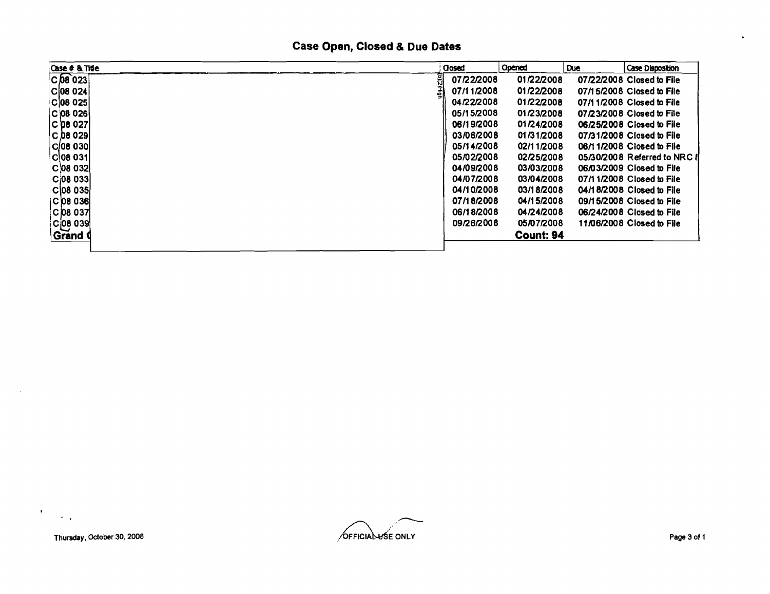# Case Open, Closed & Due Dates

| Case # & Title | Closed | Opened | Due | Case Disposition |
|---|---|---|---|---|
| C 08 023 | 07/22/2008 | 01/22/2008 | 07/22/2008 | Closed to File |
| C 08 024 | 07/11/2008 | 01/22/2008 | 07/15/2008 | Closed to File |
| C 08 025 | 04/22/2008 | 01/22/2008 | 07/11/2008 | Closed to File |
| C 08 026 | 05/15/2008 | 01/23/2008 | 07/23/2008 | Closed to File |
| C 08 027 | 06/19/2008 | 01/24/2008 | 06/25/2008 | Closed to File |
| C 08 029 | 03/06/2008 | 01/31/2008 | 07/31/2008 | Closed to File |
| C 08 030 | 05/14/2008 | 02/11/2008 | 06/11/2008 | Closed to File |
| C 08 031 | 05/02/2008 | 02/25/2008 | 05/30/2008 | Referred to NRC |
| C 08 032 | 04/09/2008 | 03/03/2008 | 06/03/2009 | Closed to File |
| C 08 033 | 04/07/2008 | 03/04/2008 | 07/11/2008 | Closed to File |
| C 08 035 | 04/10/2008 | 03/18/2008 | 04/18/2008 | Closed to File |
| C 08 036 | 07/18/2008 | 04/15/2008 | 09/15/2008 | Closed to File |
| C 08 037 | 06/18/2008 | 04/24/2008 | 06/24/2008 | Closed to File |
| C 08 039 | 09/26/2008 | 05/07/2008 | 11/06/2008 | Closed to File |
| Grand ( | | Count: 94 | | |

(b)(2)High

Thursday, October 30, 2008

OFFICIAL USE ONLY